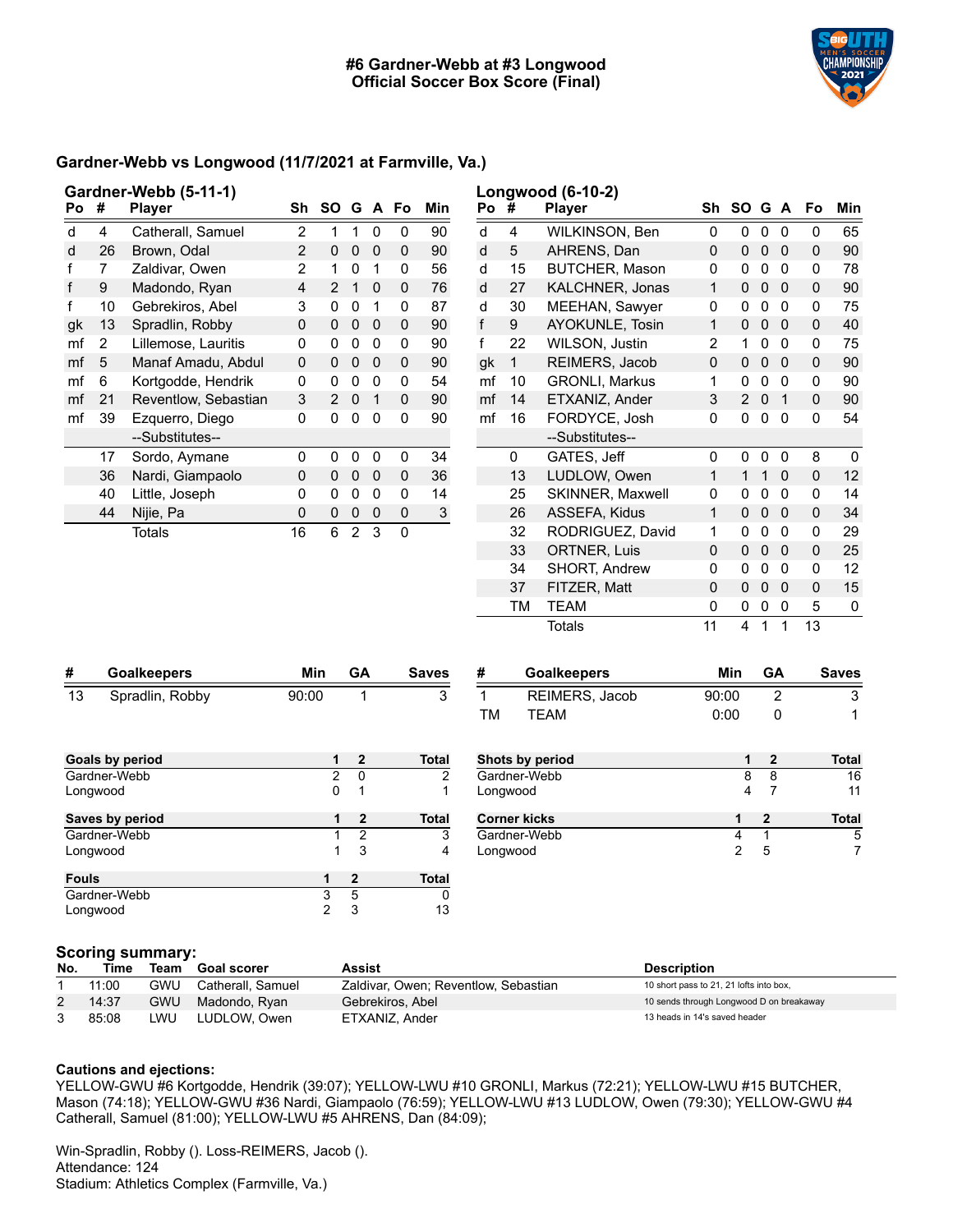# #6 Gardner-Webb at #3 Longwood
## Official Soccer Box Score (Final)

### Gardner-Webb vs Longwood (11/7/2021 at Farmville, Va.)

**Gardner-Webb (5-11-1)**

| Po | # | Player | Sh | SO | G | A | Fo | Min |
|---|---|---|---|---|---|---|---|---|
| d | 4 | Catherall, Samuel | 2 | 1 | 1 | 0 | 0 | 90 |
| d | 26 | Brown, Odal | 2 | 0 | 0 | 0 | 0 | 90 |
| f | 7 | Zaldivar, Owen | 2 | 1 | 0 | 1 | 0 | 56 |
| f | 9 | Madondo, Ryan | 4 | 2 | 1 | 0 | 0 | 76 |
| f | 10 | Gebrekiros, Abel | 3 | 0 | 0 | 1 | 0 | 87 |
| gk | 13 | Spradlin, Robby | 0 | 0 | 0 | 0 | 0 | 90 |
| mf | 2 | Lillemose, Lauritis | 0 | 0 | 0 | 0 | 0 | 90 |
| mf | 5 | Manaf Amadu, Abdul | 0 | 0 | 0 | 0 | 0 | 90 |
| mf | 6 | Kortgodde, Hendrik | 0 | 0 | 0 | 0 | 0 | 54 |
| mf | 21 | Reventlow, Sebastian | 3 | 2 | 0 | 1 | 0 | 90 |
| mf | 39 | Ezquerro, Diego | 0 | 0 | 0 | 0 | 0 | 90 |
| | | --Substitutes-- | | | | | | |
| | 17 | Sordo, Aymane | 0 | 0 | 0 | 0 | 0 | 34 |
| | 36 | Nardi, Giampaolo | 0 | 0 | 0 | 0 | 0 | 36 |
| | 40 | Little, Joseph | 0 | 0 | 0 | 0 | 0 | 14 |
| | 44 | Nijie, Pa | 0 | 0 | 0 | 0 | 0 | 3 |
| | | Totals | 16 | 6 | 2 | 3 | 0 | |

**Longwood (6-10-2)**

| Po | # | Player | Sh | SO | G | A | Fo | Min |
|---|---|---|---|---|---|---|---|---|
| d | 4 | WILKINSON, Ben | 0 | 0 | 0 | 0 | 0 | 65 |
| d | 5 | AHRENS, Dan | 0 | 0 | 0 | 0 | 0 | 90 |
| d | 15 | BUTCHER, Mason | 0 | 0 | 0 | 0 | 0 | 78 |
| d | 27 | KALCHNER, Jonas | 1 | 0 | 0 | 0 | 0 | 90 |
| d | 30 | MEEHAN, Sawyer | 0 | 0 | 0 | 0 | 0 | 75 |
| f | 9 | AYOKUNLE, Tosin | 1 | 0 | 0 | 0 | 0 | 40 |
| f | 22 | WILSON, Justin | 2 | 1 | 0 | 0 | 0 | 75 |
| gk | 1 | REIMERS, Jacob | 0 | 0 | 0 | 0 | 0 | 90 |
| mf | 10 | GRONLI, Markus | 1 | 0 | 0 | 0 | 0 | 90 |
| mf | 14 | ETXANIZ, Ander | 3 | 2 | 0 | 1 | 0 | 90 |
| mf | 16 | FORDYCE, Josh | 0 | 0 | 0 | 0 | 0 | 54 |
| | | --Substitutes-- | | | | | | |
| | 0 | GATES, Jeff | 0 | 0 | 0 | 0 | 8 | 0 |
| | 13 | LUDLOW, Owen | 1 | 1 | 1 | 0 | 0 | 12 |
| | 25 | SKINNER, Maxwell | 0 | 0 | 0 | 0 | 0 | 14 |
| | 26 | ASSEFA, Kidus | 1 | 0 | 0 | 0 | 0 | 34 |
| | 32 | RODRIGUEZ, David | 1 | 0 | 0 | 0 | 0 | 29 |
| | 33 | ORTNER, Luis | 0 | 0 | 0 | 0 | 0 | 25 |
| | 34 | SHORT, Andrew | 0 | 0 | 0 | 0 | 0 | 12 |
| | 37 | FITZER, Matt | 0 | 0 | 0 | 0 | 0 | 15 |
| | TM | TEAM | 0 | 0 | 0 | 0 | 5 | 0 |
| | | Totals | 11 | 4 | 1 | 1 | 13 | |

| # | Goalkeepers | Min | GA | Saves |
|---|---|---|---|---|
| 13 | Spradlin, Robby | 90:00 | 1 | 3 |

| # | Goalkeepers | Min | GA | Saves |
|---|---|---|---|---|
| 1 | REIMERS, Jacob | 90:00 | 2 | 3 |
| TM | TEAM | 0:00 | 0 | 1 |

| Goals by period | 1 | 2 | Total |
|---|---|---|---|
| Gardner-Webb | 2 | 0 | 2 |
| Longwood | 0 | 1 | 1 |

| Shots by period | 1 | 2 | Total |
|---|---|---|---|
| Gardner-Webb | 8 | 8 | 16 |
| Longwood | 4 | 7 | 11 |

| Saves by period | 1 | 2 | Total |
|---|---|---|---|
| Gardner-Webb | 1 | 2 | 3 |
| Longwood | 1 | 3 | 4 |

| Corner kicks | 1 | 2 | Total |
|---|---|---|---|
| Gardner-Webb | 4 | 1 | 5 |
| Longwood | 2 | 5 | 7 |

| Fouls | 1 | 2 | Total |
|---|---|---|---|
| Gardner-Webb | 3 | 5 | 0 |
| Longwood | 2 | 3 | 13 |

### Scoring summary:

| No. | Time | Team | Goal scorer | Assist | Description |
|---|---|---|---|---|---|
| 1 | 11:00 | GWU | Catherall, Samuel | Zaldivar, Owen; Reventlow, Sebastian | 10 short pass to 21, 21 lofts into box, |
| 2 | 14:37 | GWU | Madondo, Ryan | Gebrekiros, Abel | 10 sends through Longwood D on breakaway |
| 3 | 85:08 | LWU | LUDLOW, Owen | ETXANIZ, Ander | 13 heads in 14's saved header |

**Cautions and ejections:**

YELLOW-GWU #6 Kortgodde, Hendrik (39:07); YELLOW-LWU #10 GRONLI, Markus (72:21); YELLOW-LWU #15 BUTCHER, Mason (74:18); YELLOW-GWU #36 Nardi, Giampaolo (76:59); YELLOW-LWU #13 LUDLOW, Owen (79:30); YELLOW-GWU #4 Catherall, Samuel (81:00); YELLOW-LWU #5 AHRENS, Dan (84:09);

Win-Spradlin, Robby (). Loss-REIMERS, Jacob ().
Attendance: 124
Stadium: Athletics Complex (Farmville, Va.)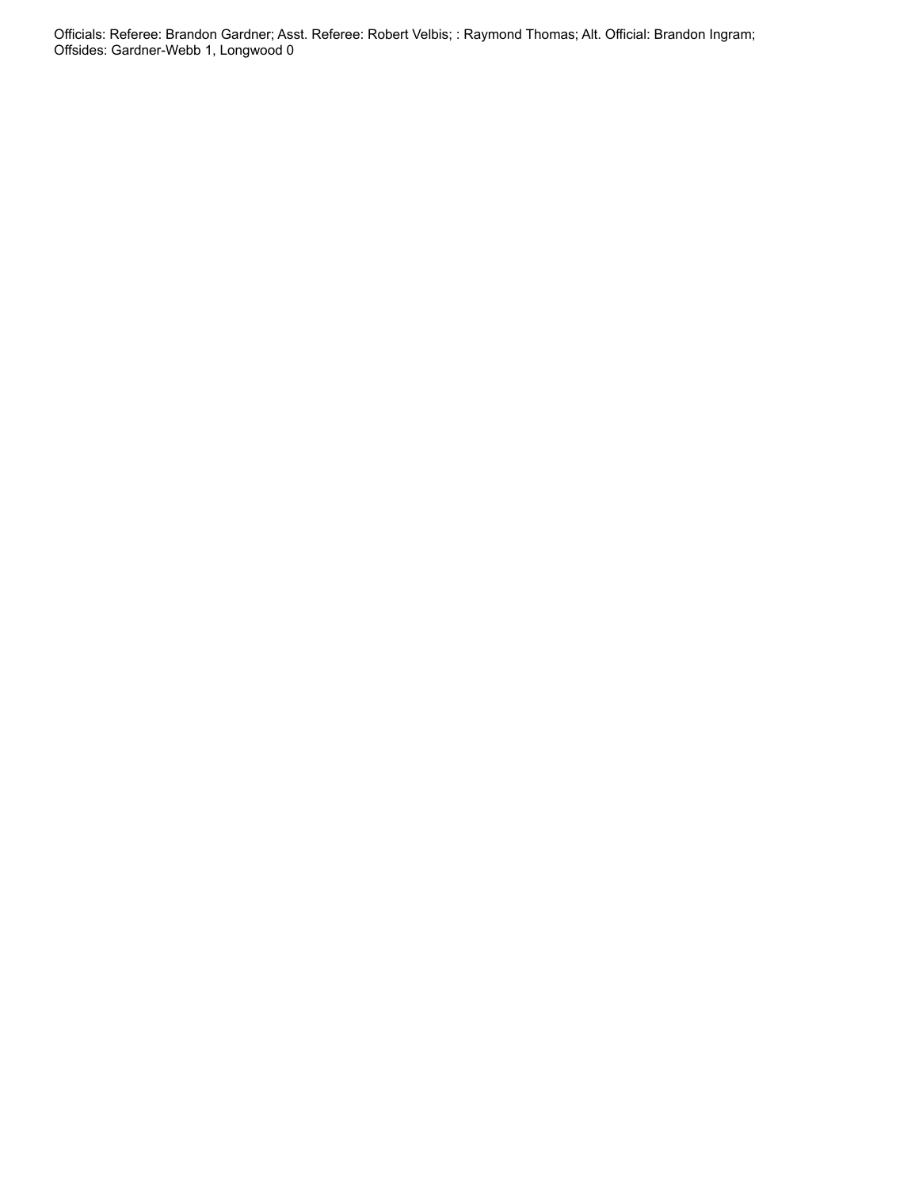Officials: Referee: Brandon Gardner; Asst. Referee: Robert Velbis; : Raymond Thomas; Alt. Official: Brandon Ingram;
Offsides: Gardner-Webb 1, Longwood 0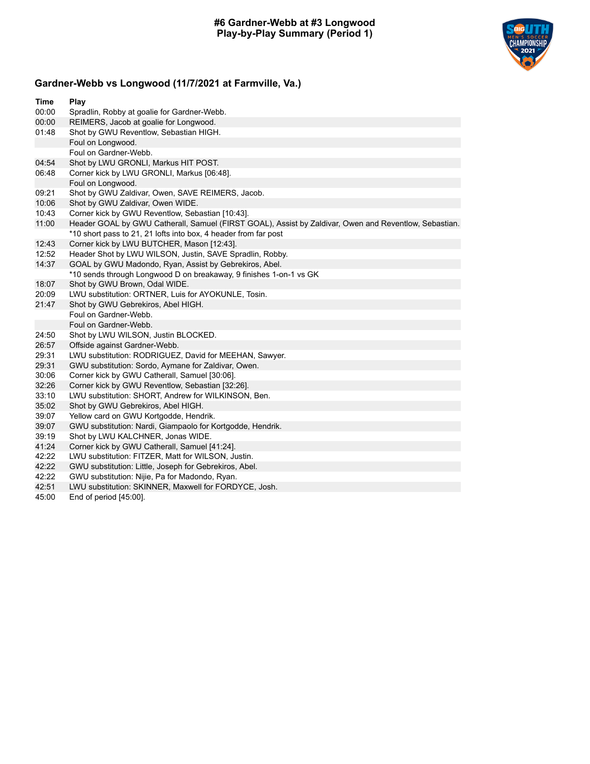# #6 Gardner-Webb at #3 Longwood
## Play-by-Play Summary (Period 1)

### Gardner-Webb vs Longwood (11/7/2021 at Farmville, Va.)

| Time | Play |
| --- | --- |
| 00:00 | Spradlin, Robby at goalie for Gardner-Webb. |
| 00:00 | REIMERS, Jacob at goalie for Longwood. |
| 01:48 | Shot by GWU Reventlow, Sebastian HIGH. |
| | Foul on Longwood. |
| | Foul on Gardner-Webb. |
| 04:54 | Shot by LWU GRONLI, Markus HIT POST. |
| 06:48 | Corner kick by LWU GRONLI, Markus [06:48]. |
| | Foul on Longwood. |
| 09:21 | Shot by GWU Zaldivar, Owen, SAVE REIMERS, Jacob. |
| 10:06 | Shot by GWU Zaldivar, Owen WIDE. |
| 10:43 | Corner kick by GWU Reventlow, Sebastian [10:43]. |
| 11:00 | Header GOAL by GWU Catherall, Samuel (FIRST GOAL), Assist by Zaldivar, Owen and Reventlow, Sebastian. |
| | *10 short pass to 21, 21 lofts into box, 4 header from far post |
| 12:43 | Corner kick by LWU BUTCHER, Mason [12:43]. |
| 12:52 | Header Shot by LWU WILSON, Justin, SAVE Spradlin, Robby. |
| 14:37 | GOAL by GWU Madondo, Ryan, Assist by Gebrekiros, Abel. |
| | *10 sends through Longwood D on breakaway, 9 finishes 1-on-1 vs GK |
| 18:07 | Shot by GWU Brown, Odal WIDE. |
| 20:09 | LWU substitution: ORTNER, Luis for AYOKUNLE, Tosin. |
| 21:47 | Shot by GWU Gebrekiros, Abel HIGH. |
| | Foul on Gardner-Webb. |
| | Foul on Gardner-Webb. |
| 24:50 | Shot by LWU WILSON, Justin BLOCKED. |
| 26:57 | Offside against Gardner-Webb. |
| 29:31 | LWU substitution: RODRIGUEZ, David for MEEHAN, Sawyer. |
| 29:31 | GWU substitution: Sordo, Aymane for Zaldivar, Owen. |
| 30:06 | Corner kick by GWU Catherall, Samuel [30:06]. |
| 32:26 | Corner kick by GWU Reventlow, Sebastian [32:26]. |
| 33:10 | LWU substitution: SHORT, Andrew for WILKINSON, Ben. |
| 35:02 | Shot by GWU Gebrekiros, Abel HIGH. |
| 39:07 | Yellow card on GWU Kortgodde, Hendrik. |
| 39:07 | GWU substitution: Nardi, Giampaolo for Kortgodde, Hendrik. |
| 39:19 | Shot by LWU KALCHNER, Jonas WIDE. |
| 41:24 | Corner kick by GWU Catherall, Samuel [41:24]. |
| 42:22 | LWU substitution: FITZER, Matt for WILSON, Justin. |
| 42:22 | GWU substitution: Little, Joseph for Gebrekiros, Abel. |
| 42:22 | GWU substitution: Nijie, Pa for Madondo, Ryan. |
| 42:51 | LWU substitution: SKINNER, Maxwell for FORDYCE, Josh. |
| 45:00 | End of period [45:00]. |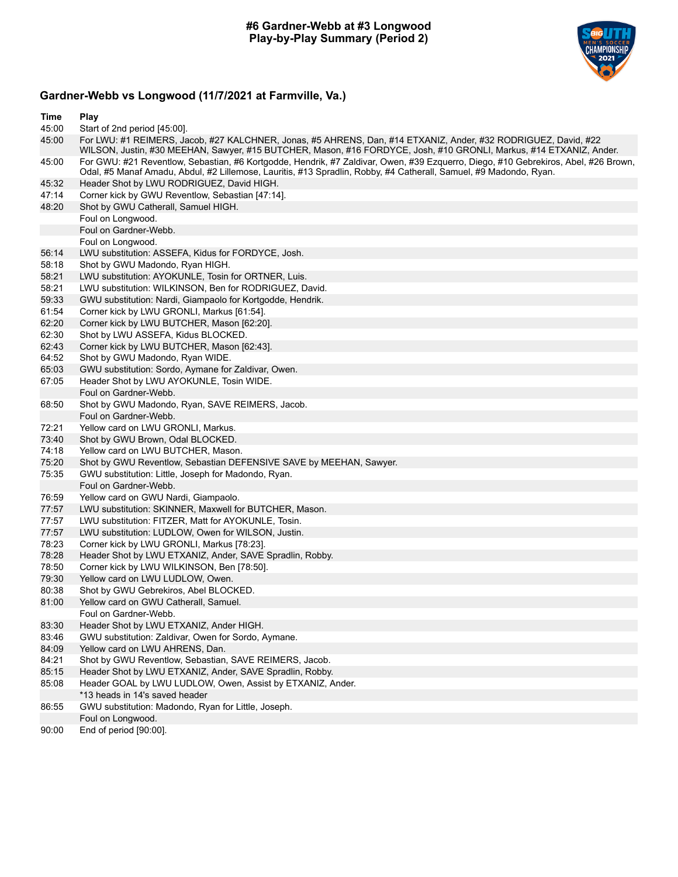# #6 Gardner-Webb at #3 Longwood
## Play-by-Play Summary (Period 2)

### Gardner-Webb vs Longwood (11/7/2021 at Farmville, Va.)

| Time | Play |
|---|---|
| 45:00 | Start of 2nd period [45:00]. |
| 45:00 | For LWU: #1 REIMERS, Jacob, #27 KALCHNER, Jonas, #5 AHRENS, Dan, #14 ETXANIZ, Ander, #32 RODRIGUEZ, David, #22 WILSON, Justin, #30 MEEHAN, Sawyer, #15 BUTCHER, Mason, #16 FORDYCE, Josh, #10 GRONLI, Markus, #14 ETXANIZ, Ander. |
| 45:00 | For GWU: #21 Reventlow, Sebastian, #6 Kortgodde, Hendrik, #7 Zaldivar, Owen, #39 Ezquerro, Diego, #10 Gebrekiros, Abel, #26 Brown, Odal, #5 Manaf Amadu, Abdul, #2 Lillemose, Lauritis, #13 Spradlin, Robby, #4 Catherall, Samuel, #9 Madondo, Ryan. |
| 45:32 | Header Shot by LWU RODRIGUEZ, David HIGH. |
| 47:14 | Corner kick by GWU Reventlow, Sebastian [47:14]. |
| 48:20 | Shot by GWU Catherall, Samuel HIGH. |
| | Foul on Longwood. |
| | Foul on Gardner-Webb. |
| | Foul on Longwood. |
| 56:14 | LWU substitution: ASSEFA, Kidus for FORDYCE, Josh. |
| 58:18 | Shot by GWU Madondo, Ryan HIGH. |
| 58:21 | LWU substitution: AYOKUNLE, Tosin for ORTNER, Luis. |
| 58:21 | LWU substitution: WILKINSON, Ben for RODRIGUEZ, David. |
| 59:33 | GWU substitution: Nardi, Giampaolo for Kortgodde, Hendrik. |
| 61:54 | Corner kick by LWU GRONLI, Markus [61:54]. |
| 62:20 | Corner kick by LWU BUTCHER, Mason [62:20]. |
| 62:30 | Shot by LWU ASSEFA, Kidus BLOCKED. |
| 62:43 | Corner kick by LWU BUTCHER, Mason [62:43]. |
| 64:52 | Shot by GWU Madondo, Ryan WIDE. |
| 65:03 | GWU substitution: Sordo, Aymane for Zaldivar, Owen. |
| 67:05 | Header Shot by LWU AYOKUNLE, Tosin WIDE. |
| | Foul on Gardner-Webb. |
| 68:50 | Shot by GWU Madondo, Ryan, SAVE REIMERS, Jacob. |
| | Foul on Gardner-Webb. |
| 72:21 | Yellow card on LWU GRONLI, Markus. |
| 73:40 | Shot by GWU Brown, Odal BLOCKED. |
| 74:18 | Yellow card on LWU BUTCHER, Mason. |
| 75:20 | Shot by GWU Reventlow, Sebastian DEFENSIVE SAVE by MEEHAN, Sawyer. |
| 75:35 | GWU substitution: Little, Joseph for Madondo, Ryan. |
| | Foul on Gardner-Webb. |
| 76:59 | Yellow card on GWU Nardi, Giampaolo. |
| 77:57 | LWU substitution: SKINNER, Maxwell for BUTCHER, Mason. |
| 77:57 | LWU substitution: FITZER, Matt for AYOKUNLE, Tosin. |
| 77:57 | LWU substitution: LUDLOW, Owen for WILSON, Justin. |
| 78:23 | Corner kick by LWU GRONLI, Markus [78:23]. |
| 78:28 | Header Shot by LWU ETXANIZ, Ander, SAVE Spradlin, Robby. |
| 78:50 | Corner kick by LWU WILKINSON, Ben [78:50]. |
| 79:30 | Yellow card on LWU LUDLOW, Owen. |
| 80:38 | Shot by GWU Gebrekiros, Abel BLOCKED. |
| 81:00 | Yellow card on GWU Catherall, Samuel. |
| | Foul on Gardner-Webb. |
| 83:30 | Header Shot by LWU ETXANIZ, Ander HIGH. |
| 83:46 | GWU substitution: Zaldivar, Owen for Sordo, Aymane. |
| 84:09 | Yellow card on LWU AHRENS, Dan. |
| 84:21 | Shot by GWU Reventlow, Sebastian, SAVE REIMERS, Jacob. |
| 85:15 | Header Shot by LWU ETXANIZ, Ander, SAVE Spradlin, Robby. |
| 85:08 | Header GOAL by LWU LUDLOW, Owen, Assist by ETXANIZ, Ander. |
| | *13 heads in 14's saved header |
| 86:55 | GWU substitution: Madondo, Ryan for Little, Joseph. |
| | Foul on Longwood. |
| 90:00 | End of period [90:00]. |